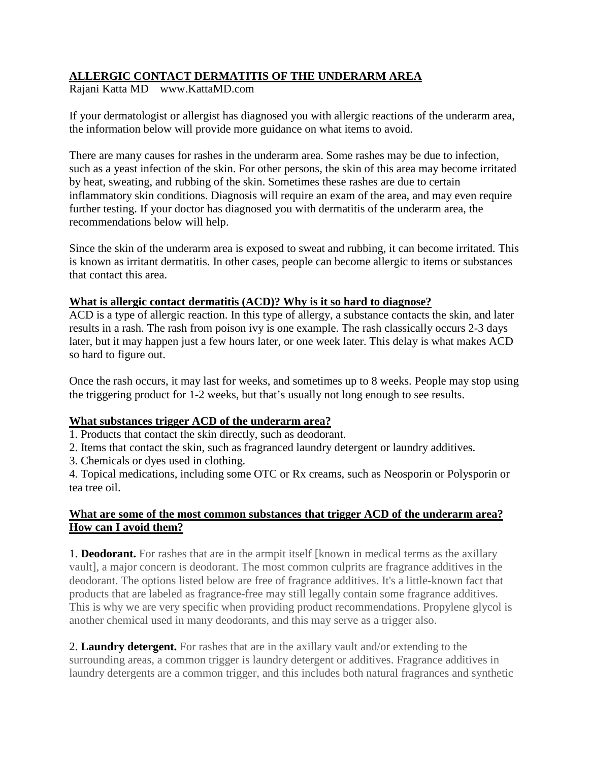## ALLERGIC CONTACT DERMATITIS OF THE UNDERARM AREA

Rajani Katta MD    www.KattaMD.com

If your dermatologist or allergist has diagnosed you with allergic reactions of the underarm area, the information below will provide more guidance on what items to avoid.

There are many causes for rashes in the underarm area. Some rashes may be due to infection, such as a yeast infection of the skin. For other persons, the skin of this area may become irritated by heat, sweating, and rubbing of the skin. Sometimes these rashes are due to certain inflammatory skin conditions. Diagnosis will require an exam of the area, and may even require further testing. If your doctor has diagnosed you with dermatitis of the underarm area, the recommendations below will help.

Since the skin of the underarm area is exposed to sweat and rubbing, it can become irritated. This is known as irritant dermatitis. In other cases, people can become allergic to items or substances that contact this area.

### What is allergic contact dermatitis (ACD)? Why is it so hard to diagnose?

ACD is a type of allergic reaction. In this type of allergy, a substance contacts the skin, and later results in a rash. The rash from poison ivy is one example. The rash classically occurs 2-3 days later, but it may happen just a few hours later, or one week later. This delay is what makes ACD so hard to figure out.

Once the rash occurs, it may last for weeks, and sometimes up to 8 weeks. People may stop using the triggering product for 1-2 weeks, but that's usually not long enough to see results.

### What substances trigger ACD of the underarm area?

1. Products that contact the skin directly, such as deodorant.
2. Items that contact the skin, such as fragranced laundry detergent or laundry additives.
3. Chemicals or dyes used in clothing.
4. Topical medications, including some OTC or Rx creams, such as Neosporin or Polysporin or tea tree oil.

### What are some of the most common substances that trigger ACD of the underarm area? How can I avoid them?

1. **Deodorant.** For rashes that are in the armpit itself [known in medical terms as the axillary vault], a major concern is deodorant. The most common culprits are fragrance additives in the deodorant. The options listed below are free of fragrance additives. It's a little-known fact that products that are labeled as fragrance-free may still legally contain some fragrance additives. This is why we are very specific when providing product recommendations. Propylene glycol is another chemical used in many deodorants, and this may serve as a trigger also.

2. **Laundry detergent.** For rashes that are in the axillary vault and/or extending to the surrounding areas, a common trigger is laundry detergent or additives. Fragrance additives in laundry detergents are a common trigger, and this includes both natural fragrances and synthetic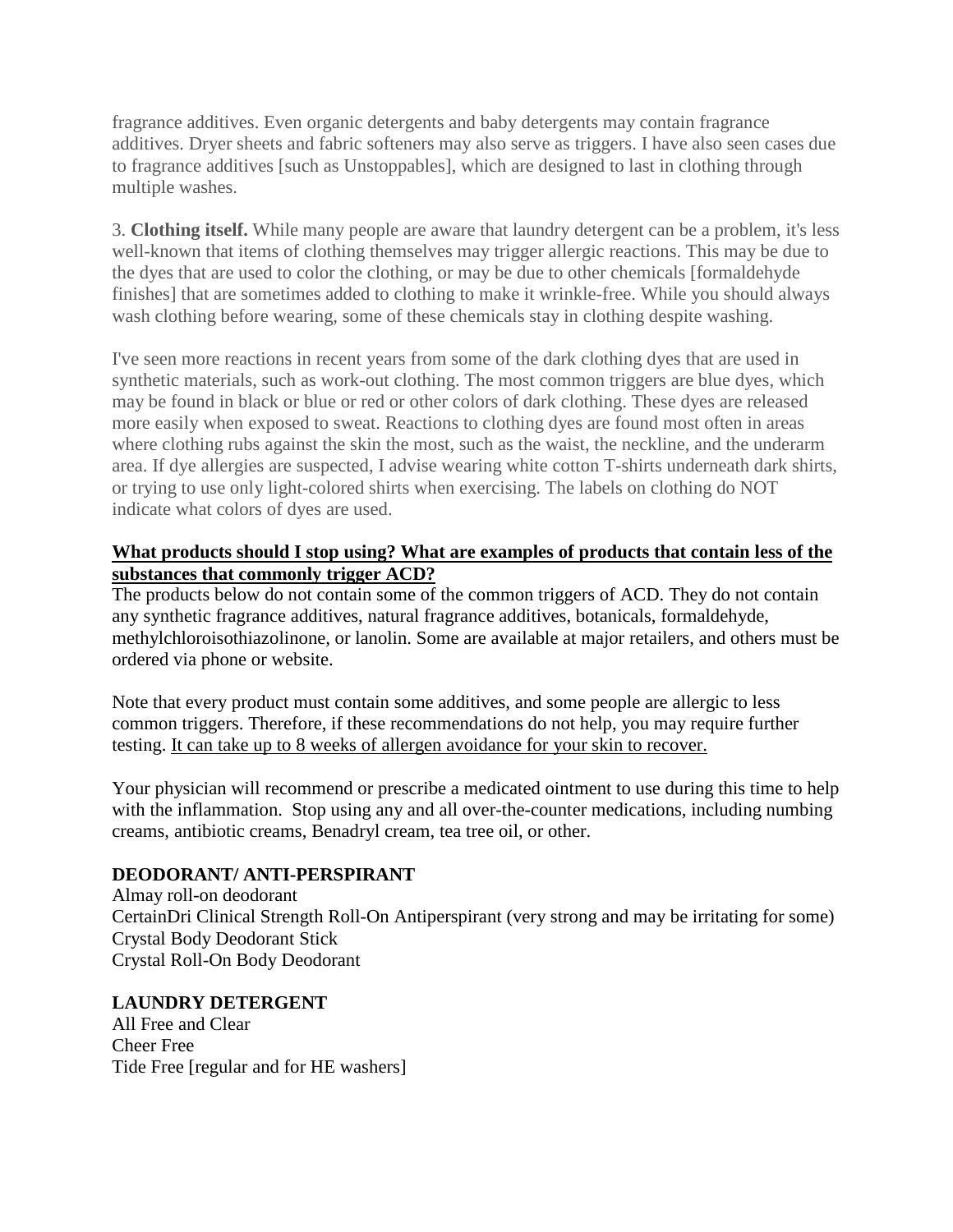fragrance additives. Even organic detergents and baby detergents may contain fragrance additives. Dryer sheets and fabric softeners may also serve as triggers. I have also seen cases due to fragrance additives [such as Unstoppables], which are designed to last in clothing through multiple washes.

3. **Clothing itself.** While many people are aware that laundry detergent can be a problem, it's less well-known that items of clothing themselves may trigger allergic reactions. This may be due to the dyes that are used to color the clothing, or may be due to other chemicals [formaldehyde finishes] that are sometimes added to clothing to make it wrinkle-free. While you should always wash clothing before wearing, some of these chemicals stay in clothing despite washing.

I've seen more reactions in recent years from some of the dark clothing dyes that are used in synthetic materials, such as work-out clothing. The most common triggers are blue dyes, which may be found in black or blue or red or other colors of dark clothing. These dyes are released more easily when exposed to sweat. Reactions to clothing dyes are found most often in areas where clothing rubs against the skin the most, such as the waist, the neckline, and the underarm area. If dye allergies are suspected, I advise wearing white cotton T-shirts underneath dark shirts, or trying to use only light-colored shirts when exercising. The labels on clothing do NOT indicate what colors of dyes are used.

**What products should I stop using? What are examples of products that contain less of the substances that commonly trigger ACD?**

The products below do not contain some of the common triggers of ACD. They do not contain any synthetic fragrance additives, natural fragrance additives, botanicals, formaldehyde, methylchloroisothiazolinone, or lanolin. Some are available at major retailers, and others must be ordered via phone or website.

Note that every product must contain some additives, and some people are allergic to less common triggers. Therefore, if these recommendations do not help, you may require further testing. It can take up to 8 weeks of allergen avoidance for your skin to recover.

Your physician will recommend or prescribe a medicated ointment to use during this time to help with the inflammation. Stop using any and all over-the-counter medications, including numbing creams, antibiotic creams, Benadryl cream, tea tree oil, or other.

**DEODORANT/ ANTI-PERSPIRANT**

Almay roll-on deodorant
CertainDri Clinical Strength Roll-On Antiperspirant (very strong and may be irritating for some)
Crystal Body Deodorant Stick
Crystal Roll-On Body Deodorant

**LAUNDRY DETERGENT**

All Free and Clear
Cheer Free
Tide Free [regular and for HE washers]